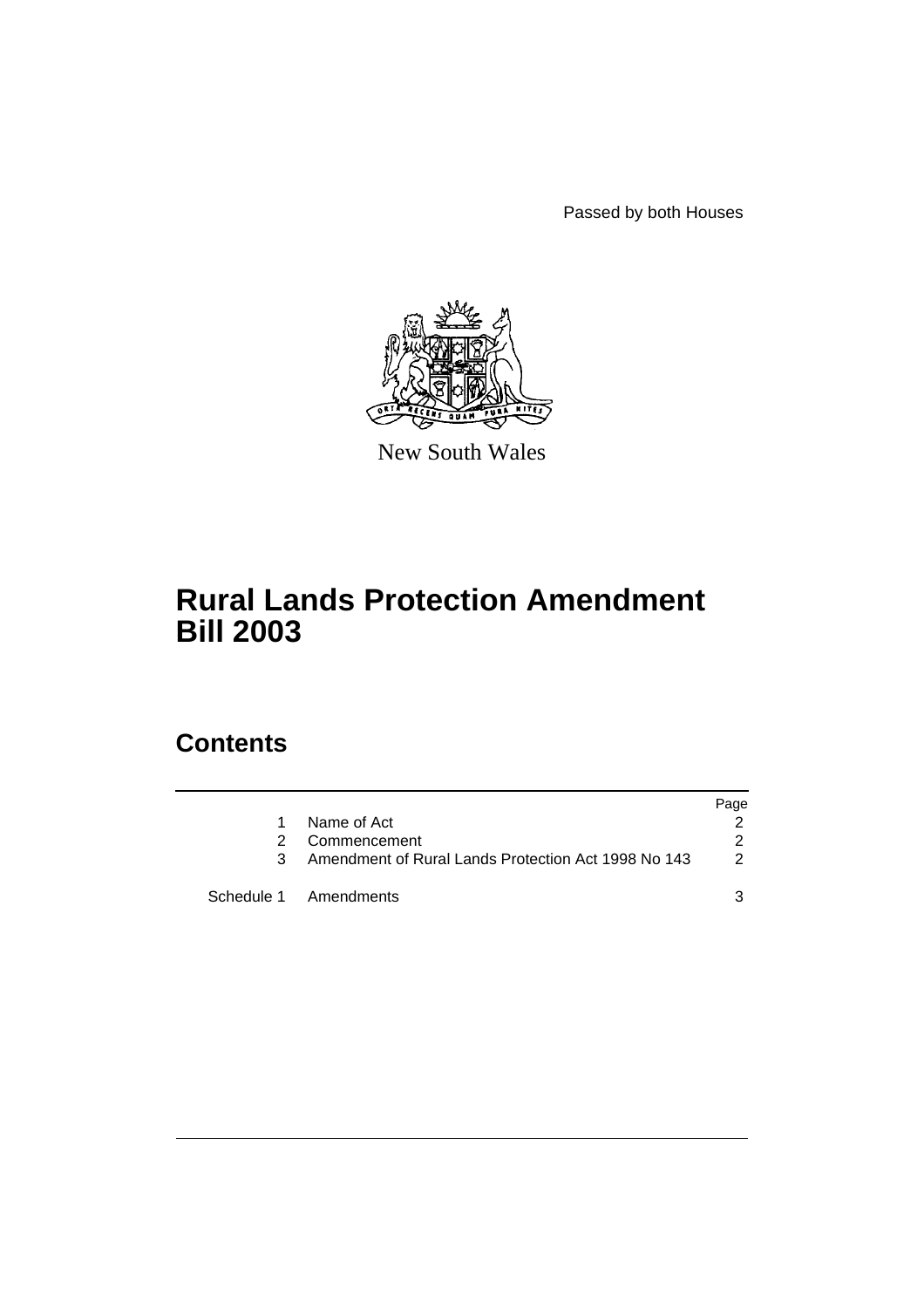Passed by both Houses

New South Wales

# Rural Lands Protection Amendment Bill 2003

## Contents

| | | Page |
|---|---|---|
| 1 | Name of Act | 2 |
| 2 | Commencement | 2 |
| 3 | Amendment of Rural Lands Protection Act 1998 No 143 | 2 |
| Schedule 1 | Amendments | 3 |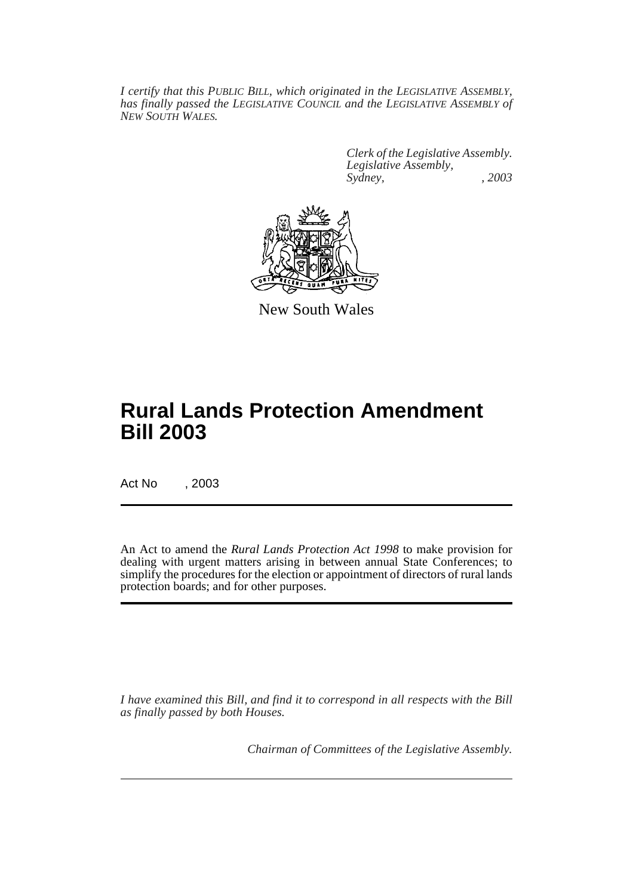*I certify that this PUBLIC BILL, which originated in the LEGISLATIVE ASSEMBLY, has finally passed the LEGISLATIVE COUNCIL and the LEGISLATIVE ASSEMBLY of NEW SOUTH WALES.*

*Clerk of the Legislative Assembly.*
*Legislative Assembly,*
*Sydney, , 2003*

New South Wales

# Rural Lands Protection Amendment Bill 2003

Act No , 2003

An Act to amend the *Rural Lands Protection Act 1998* to make provision for dealing with urgent matters arising in between annual State Conferences; to simplify the procedures for the election or appointment of directors of rural lands protection boards; and for other purposes.

*I have examined this Bill, and find it to correspond in all respects with the Bill as finally passed by both Houses.*

*Chairman of Committees of the Legislative Assembly.*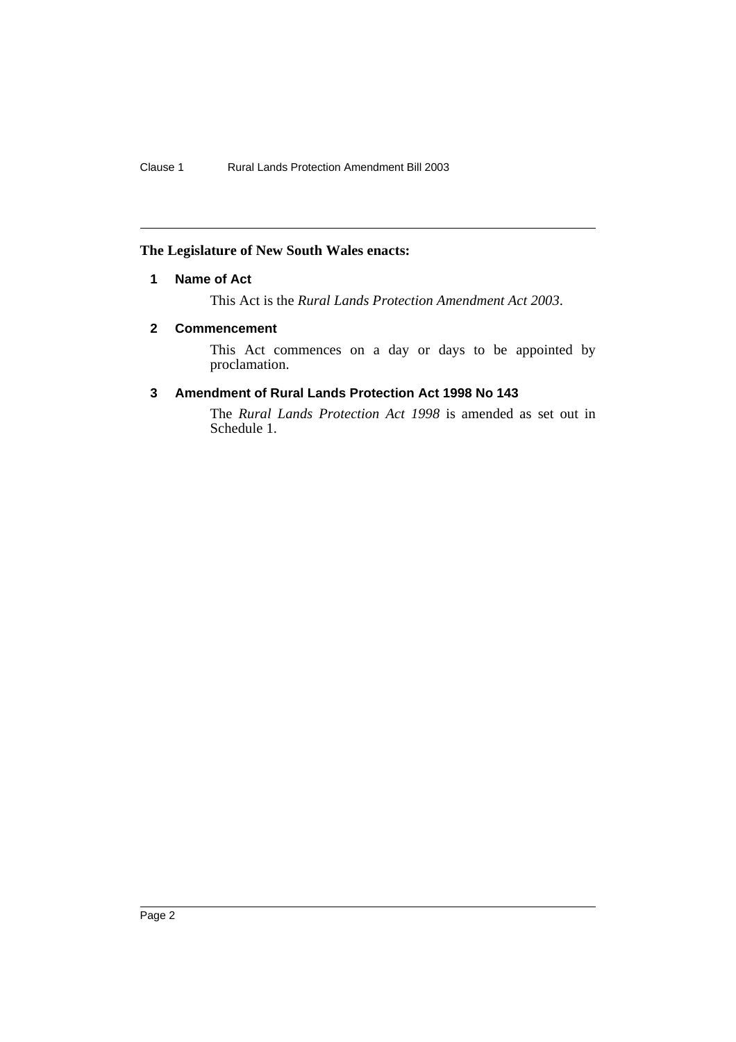**The Legislature of New South Wales enacts:**

## 1 Name of Act

This Act is the *Rural Lands Protection Amendment Act 2003*.

## 2 Commencement

This Act commences on a day or days to be appointed by proclamation.

## 3 Amendment of Rural Lands Protection Act 1998 No 143

The *Rural Lands Protection Act 1998* is amended as set out in Schedule 1.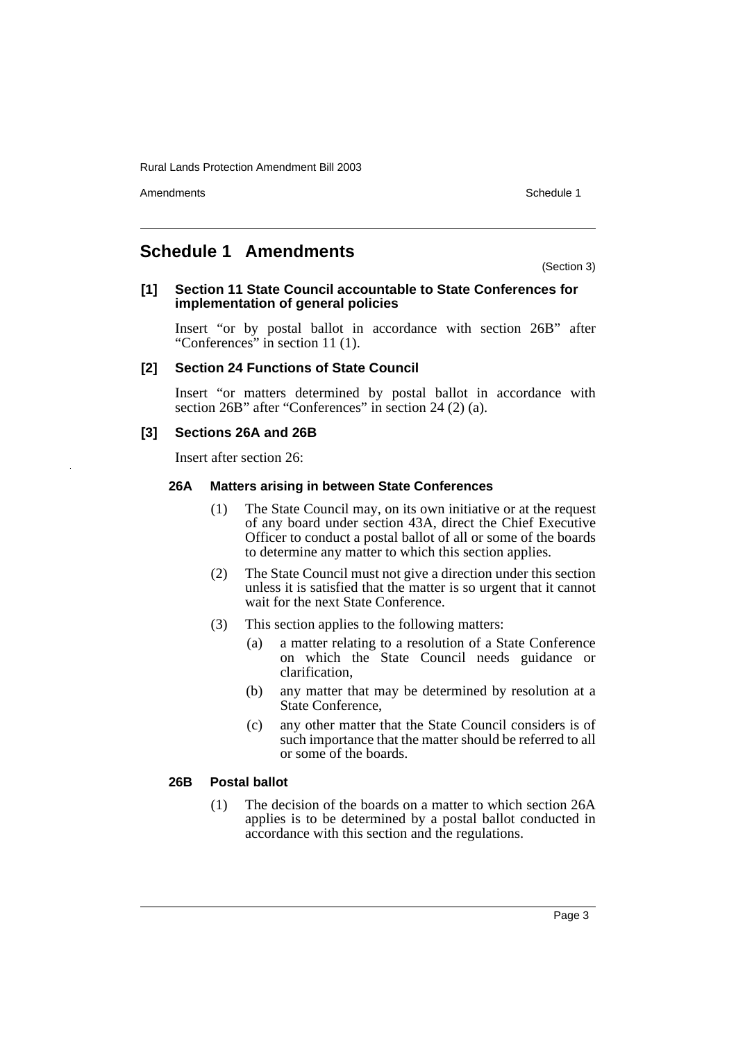## Schedule 1 Amendments

(Section 3)

**[1] Section 11 State Council accountable to State Conferences for implementation of general policies**

Insert "or by postal ballot in accordance with section 26B" after "Conferences" in section 11 (1).

**[2] Section 24 Functions of State Council**

Insert "or matters determined by postal ballot in accordance with section 26B" after "Conferences" in section 24 (2) (a).

**[3] Sections 26A and 26B**

Insert after section 26:

**26A Matters arising in between State Conferences**

(1) The State Council may, on its own initiative or at the request of any board under section 43A, direct the Chief Executive Officer to conduct a postal ballot of all or some of the boards to determine any matter to which this section applies.

(2) The State Council must not give a direction under this section unless it is satisfied that the matter is so urgent that it cannot wait for the next State Conference.

(3) This section applies to the following matters:

(a) a matter relating to a resolution of a State Conference on which the State Council needs guidance or clarification,

(b) any matter that may be determined by resolution at a State Conference,

(c) any other matter that the State Council considers is of such importance that the matter should be referred to all or some of the boards.

**26B Postal ballot**

(1) The decision of the boards on a matter to which section 26A applies is to be determined by a postal ballot conducted in accordance with this section and the regulations.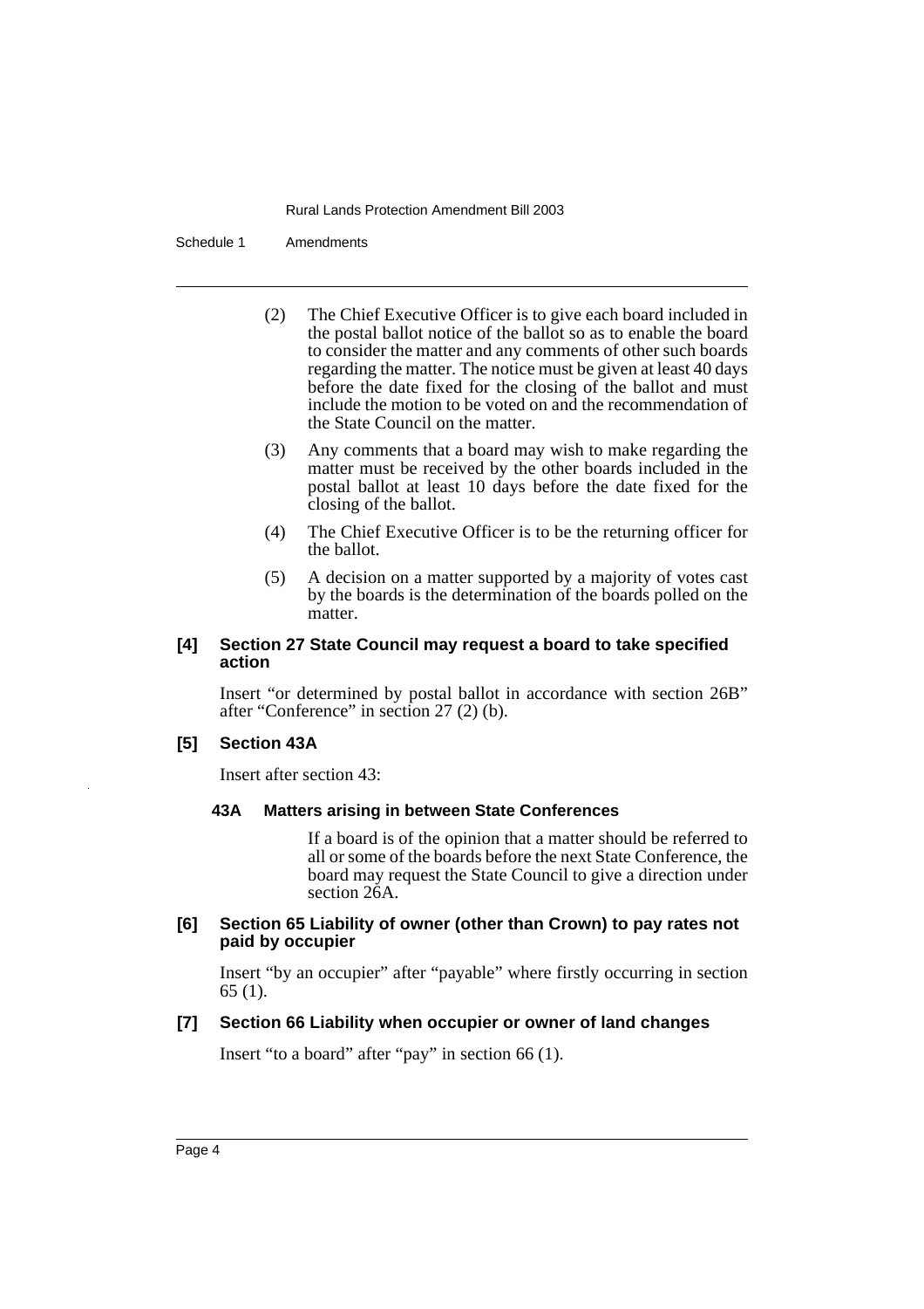(2) The Chief Executive Officer is to give each board included in the postal ballot notice of the ballot so as to enable the board to consider the matter and any comments of other such boards regarding the matter. The notice must be given at least 40 days before the date fixed for the closing of the ballot and must include the motion to be voted on and the recommendation of the State Council on the matter.

(3) Any comments that a board may wish to make regarding the matter must be received by the other boards included in the postal ballot at least 10 days before the date fixed for the closing of the ballot.

(4) The Chief Executive Officer is to be the returning officer for the ballot.

(5) A decision on a matter supported by a majority of votes cast by the boards is the determination of the boards polled on the matter.

### [4] Section 27 State Council may request a board to take specified action

Insert "or determined by postal ballot in accordance with section 26B" after "Conference" in section 27 (2) (b).

### [5] Section 43A

Insert after section 43:

#### 43A Matters arising in between State Conferences

If a board is of the opinion that a matter should be referred to all or some of the boards before the next State Conference, the board may request the State Council to give a direction under section 26A.

### [6] Section 65 Liability of owner (other than Crown) to pay rates not paid by occupier

Insert "by an occupier" after "payable" where firstly occurring in section 65 (1).

### [7] Section 66 Liability when occupier or owner of land changes

Insert "to a board" after "pay" in section 66 (1).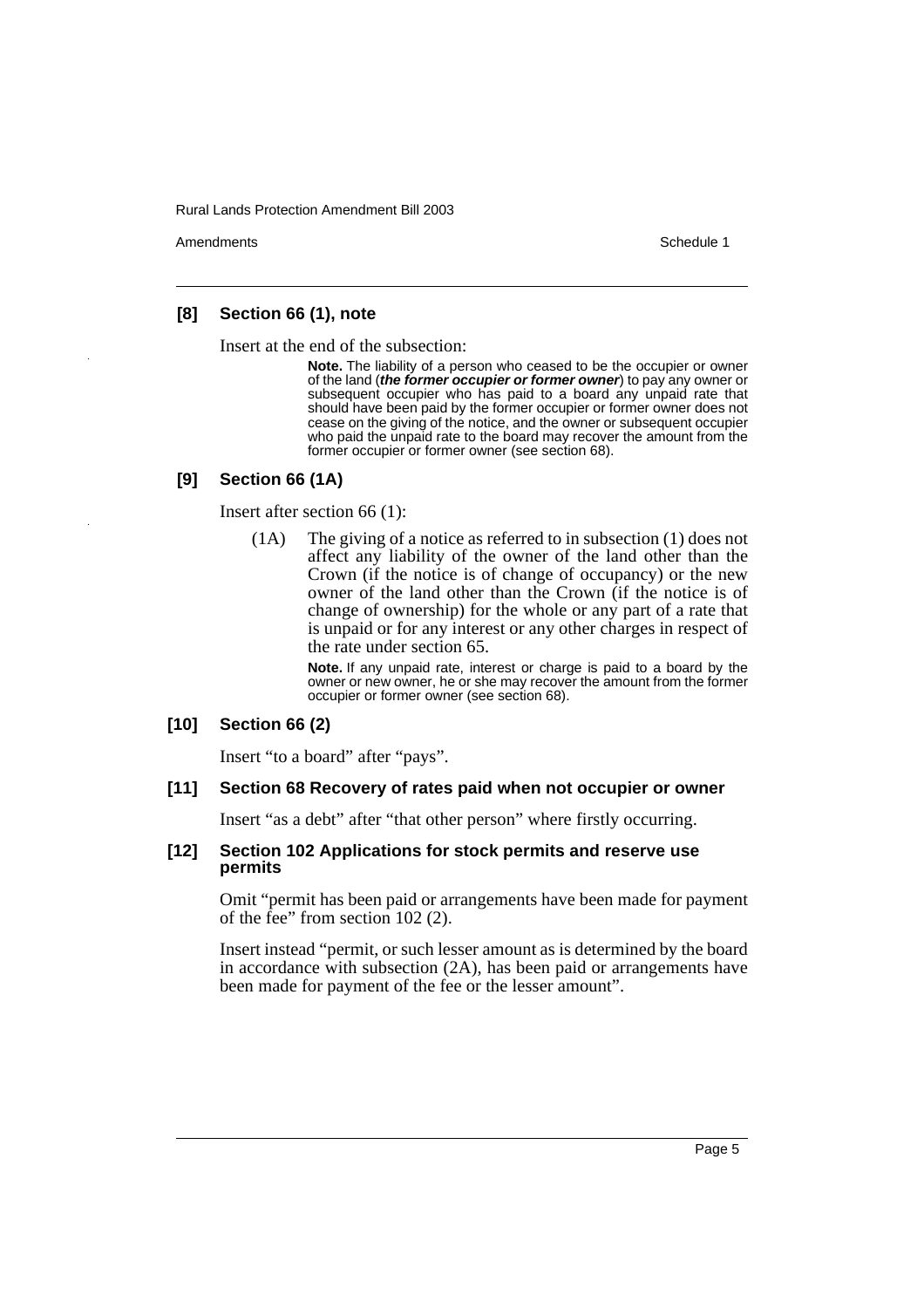### [8] Section 66 (1), note

Insert at the end of the subsection:

> **Note.** The liability of a person who ceased to be the occupier or owner of the land (***the former occupier or former owner***) to pay any owner or subsequent occupier who has paid to a board any unpaid rate that should have been paid by the former occupier or former owner does not cease on the giving of the notice, and the owner or subsequent occupier who paid the unpaid rate to the board may recover the amount from the former occupier or former owner (see section 68).

### [9] Section 66 (1A)

Insert after section 66 (1):

> (1A) The giving of a notice as referred to in subsection (1) does not affect any liability of the owner of the land other than the Crown (if the notice is of change of occupancy) or the new owner of the land other than the Crown (if the notice is of change of ownership) for the whole or any part of a rate that is unpaid or for any interest or any other charges in respect of the rate under section 65.
>
> **Note.** If any unpaid rate, interest or charge is paid to a board by the owner or new owner, he or she may recover the amount from the former occupier or former owner (see section 68).

### [10] Section 66 (2)

Insert "to a board" after "pays".

### [11] Section 68 Recovery of rates paid when not occupier or owner

Insert "as a debt" after "that other person" where firstly occurring.

### [12] Section 102 Applications for stock permits and reserve use permits

Omit "permit has been paid or arrangements have been made for payment of the fee" from section 102 (2).

Insert instead "permit, or such lesser amount as is determined by the board in accordance with subsection (2A), has been paid or arrangements have been made for payment of the fee or the lesser amount".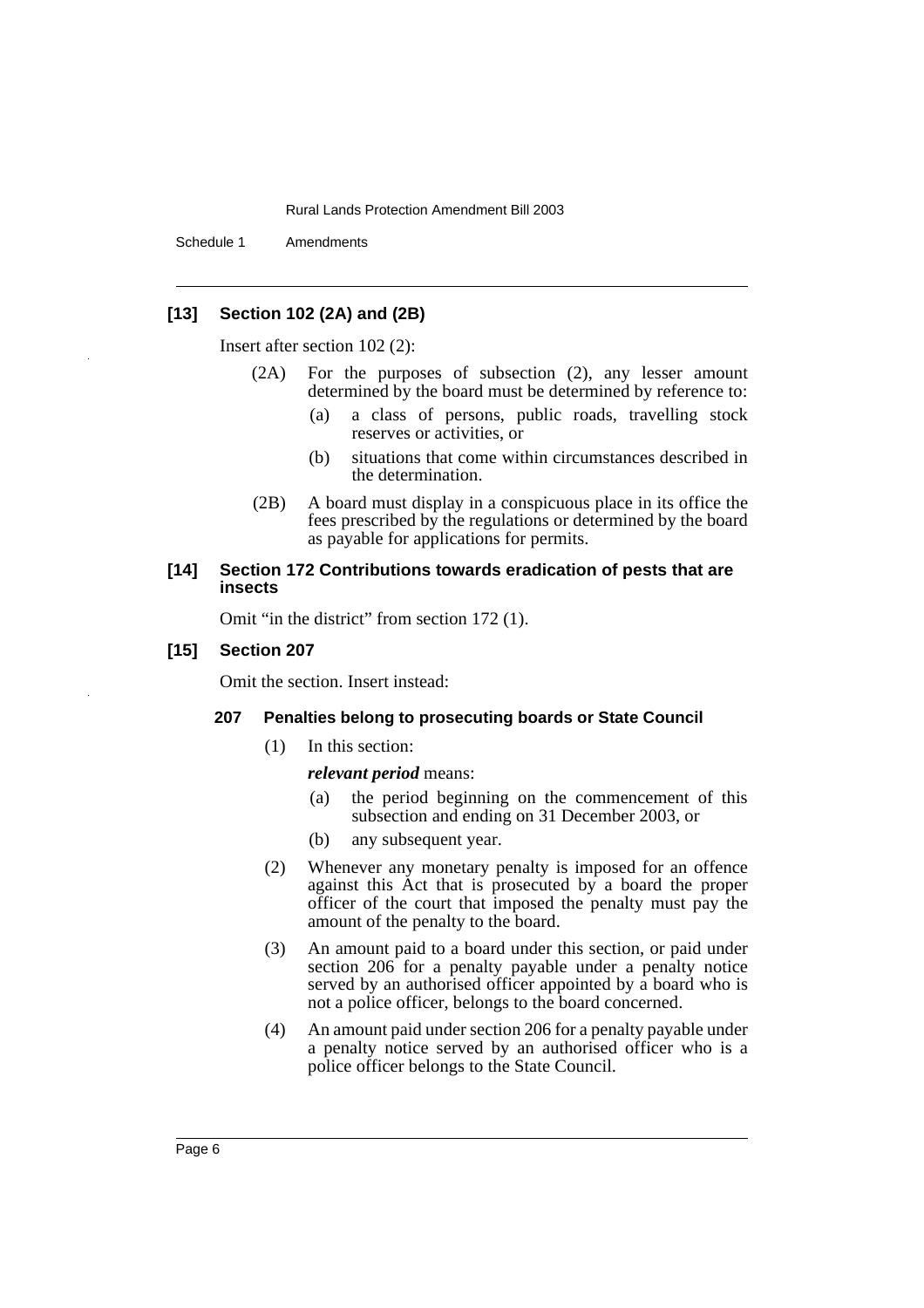### [13] Section 102 (2A) and (2B)

Insert after section 102 (2):

(2A) For the purposes of subsection (2), any lesser amount determined by the board must be determined by reference to:

(a) a class of persons, public roads, travelling stock reserves or activities, or

(b) situations that come within circumstances described in the determination.

(2B) A board must display in a conspicuous place in its office the fees prescribed by the regulations or determined by the board as payable for applications for permits.

### [14] Section 172 Contributions towards eradication of pests that are insects

Omit "in the district" from section 172 (1).

### [15] Section 207

Omit the section. Insert instead:

#### 207 Penalties belong to prosecuting boards or State Council

(1) In this section:

***relevant period*** means:

(a) the period beginning on the commencement of this subsection and ending on 31 December 2003, or

(b) any subsequent year.

(2) Whenever any monetary penalty is imposed for an offence against this Act that is prosecuted by a board the proper officer of the court that imposed the penalty must pay the amount of the penalty to the board.

(3) An amount paid to a board under this section, or paid under section 206 for a penalty payable under a penalty notice served by an authorised officer appointed by a board who is not a police officer, belongs to the board concerned.

(4) An amount paid under section 206 for a penalty payable under a penalty notice served by an authorised officer who is a police officer belongs to the State Council.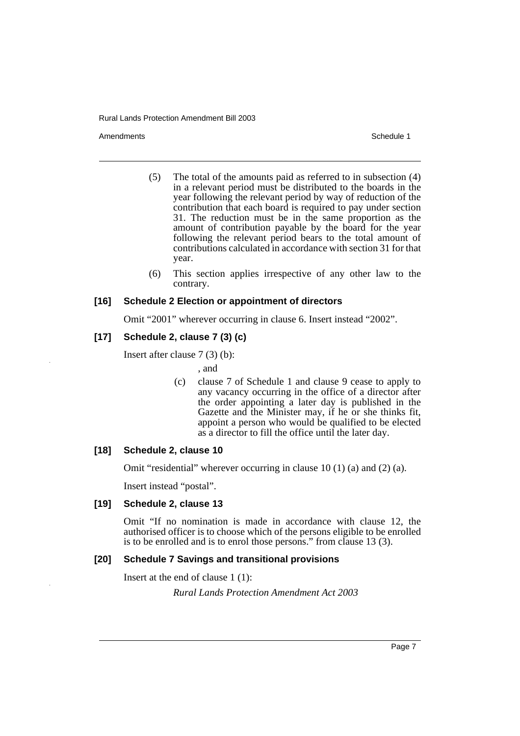(5) The total of the amounts paid as referred to in subsection (4) in a relevant period must be distributed to the boards in the year following the relevant period by way of reduction of the contribution that each board is required to pay under section 31. The reduction must be in the same proportion as the amount of contribution payable by the board for the year following the relevant period bears to the total amount of contributions calculated in accordance with section 31 for that year.

(6) This section applies irrespective of any other law to the contrary.

### [16] Schedule 2 Election or appointment of directors

Omit "2001" wherever occurring in clause 6. Insert instead "2002".

### [17] Schedule 2, clause 7 (3) (c)

Insert after clause 7 (3) (b):

, and

(c) clause 7 of Schedule 1 and clause 9 cease to apply to any vacancy occurring in the office of a director after the order appointing a later day is published in the Gazette and the Minister may, if he or she thinks fit, appoint a person who would be qualified to be elected as a director to fill the office until the later day.

### [18] Schedule 2, clause 10

Omit "residential" wherever occurring in clause 10 (1) (a) and (2) (a).

Insert instead "postal".

### [19] Schedule 2, clause 13

Omit "If no nomination is made in accordance with clause 12, the authorised officer is to choose which of the persons eligible to be enrolled is to be enrolled and is to enrol those persons." from clause 13 (3).

### [20] Schedule 7 Savings and transitional provisions

Insert at the end of clause 1 (1):

*Rural Lands Protection Amendment Act 2003*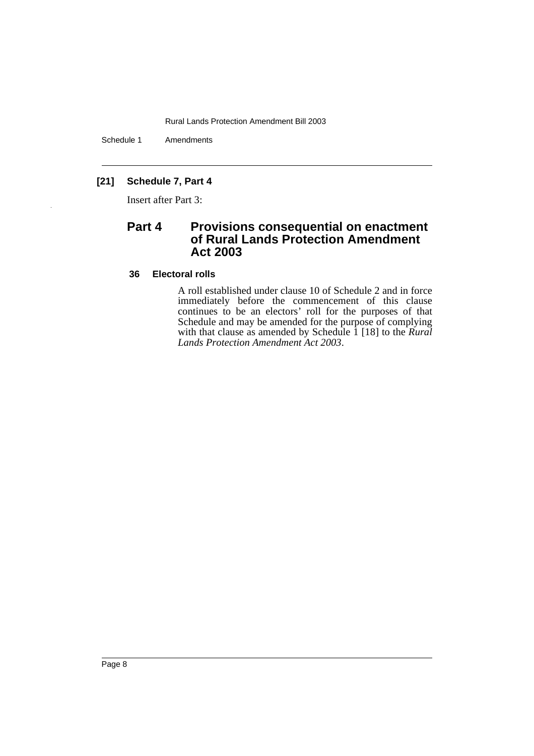**[21] Schedule 7, Part 4**

Insert after Part 3:

## Part 4 Provisions consequential on enactment of Rural Lands Protection Amendment Act 2003

### 36 Electoral rolls

A roll established under clause 10 of Schedule 2 and in force immediately before the commencement of this clause continues to be an electors' roll for the purposes of that Schedule and may be amended for the purpose of complying with that clause as amended by Schedule 1 [18] to the *Rural Lands Protection Amendment Act 2003*.